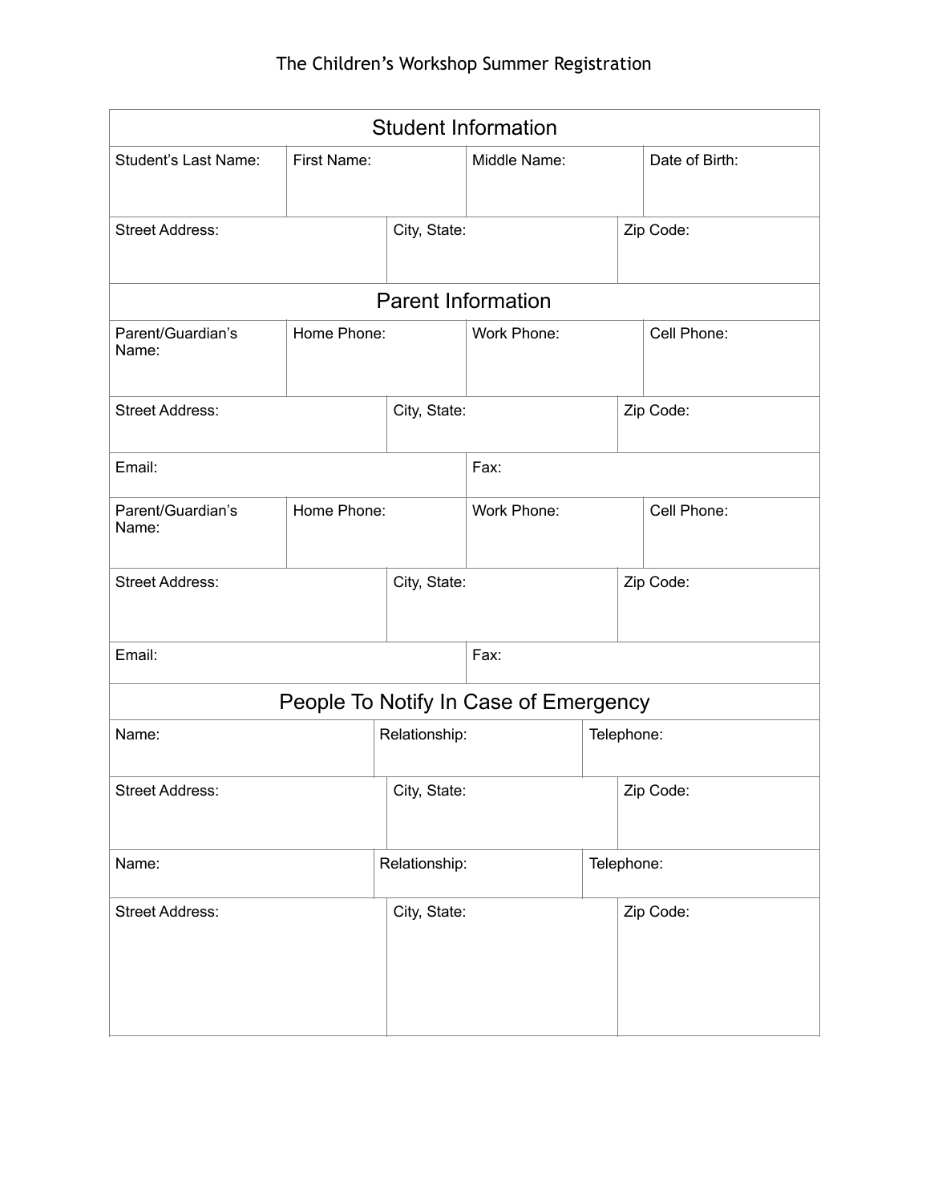# The Children's Workshop Summer Registration

## Student Information

| Student's Last Name: | First Name: | Middle Name: | Date of Birth: |
|---|---|---|---|
| | | | |

| Street Address: | City, State: | Zip Code: |
|---|---|---|
| | | |

## Parent Information

| Parent/Guardian's Name: | Home Phone: | Work Phone: | Cell Phone: |
|---|---|---|---|
| | | | |

| Street Address: | City, State: | Zip Code: |
|---|---|---|
| | | |

| Email: | Fax: |
|---|---|
| | |

| Parent/Guardian's Name: | Home Phone: | Work Phone: | Cell Phone: |
|---|---|---|---|
| | | | |

| Street Address: | City, State: | Zip Code: |
|---|---|---|
| | | |

| Email: | Fax: |
|---|---|
| | |

## People To Notify In Case of Emergency

| Name: | Relationship: | Telephone: |
|---|---|---|
| | | |

| Street Address: | City, State: | Zip Code: |
|---|---|---|
| | | |

| Name: | Relationship: | Telephone: |
|---|---|---|
| | | |

| Street Address: | City, State: | Zip Code: |
|---|---|---|
| | | |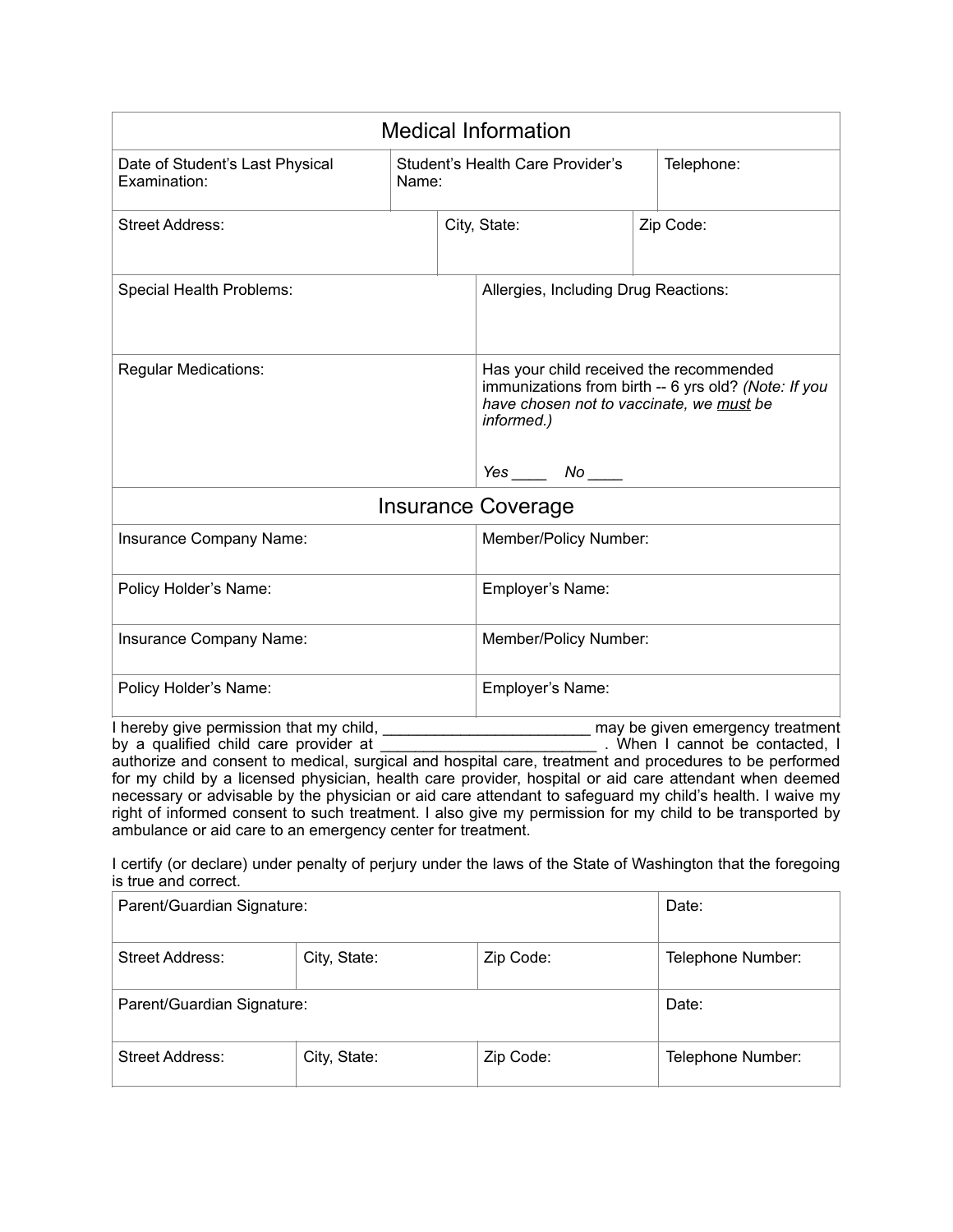## Medical Information

| | | |
|---|---|---|
| Date of Student's Last Physical Examination: | Student's Health Care Provider's Name: | Telephone: |
| Street Address: | City, State: | Zip Code: |

| | |
|---|---|
| Special Health Problems: | Allergies, Including Drug Reactions: |
| Regular Medications: | Has your child received the recommended immunizations from birth -- 6 yrs old? *(Note: If you have chosen not to vaccinate, we must be informed.)* *Yes \_\_\_\_ No \_\_\_\_* |

## Insurance Coverage

| | |
|---|---|
| Insurance Company Name: | Member/Policy Number: |
| Policy Holder's Name: | Employer's Name: |
| Insurance Company Name: | Member/Policy Number: |
| Policy Holder's Name: | Employer's Name: |

I hereby give permission that my child, ________________________ may be given emergency treatment by a qualified child care provider at _________________________ . When I cannot be contacted, I authorize and consent to medical, surgical and hospital care, treatment and procedures to be performed for my child by a licensed physician, health care provider, hospital or aid care attendant when deemed necessary or advisable by the physician or aid care attendant to safeguard my child's health. I waive my right of informed consent to such treatment. I also give my permission for my child to be transported by ambulance or aid care to an emergency center for treatment.

I certify (or declare) under penalty of perjury under the laws of the State of Washington that the foregoing is true and correct.

| | | | |
|---|---|---|---|
| Parent/Guardian Signature: | | | Date: |
| Street Address: | City, State: | Zip Code: | Telephone Number: |
| Parent/Guardian Signature: | | | Date: |
| Street Address: | City, State: | Zip Code: | Telephone Number: |